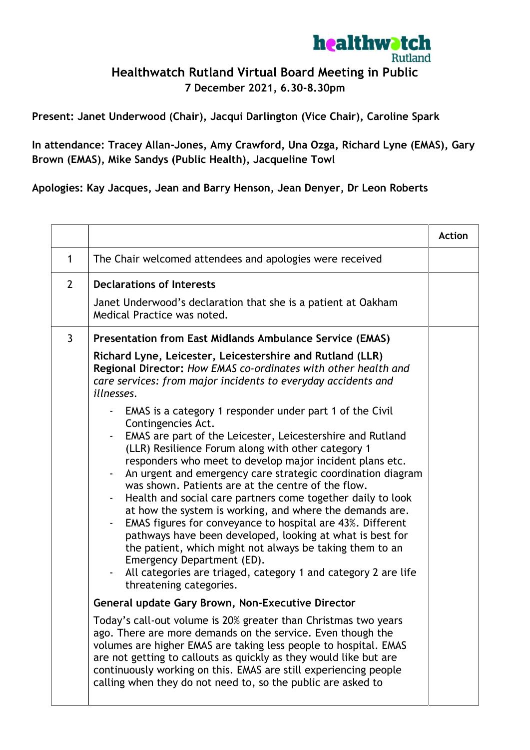# Healthwatch Rutland Virtual Board Meeting in Public

**7 December 2021, 6.30-8.30pm**

**Present: Janet Underwood (Chair), Jacqui Darlington (Vice Chair), Caroline Spark**

**In attendance: Tracey Allan-Jones, Amy Crawford, Una Ozga, Richard Lyne (EMAS), Gary Brown (EMAS), Mike Sandys (Public Health), Jacqueline Towl**

**Apologies: Kay Jacques, Jean and Barry Henson, Jean Denyer, Dr Leon Roberts**

| | | Action |
|---|---|---|
| 1 | The Chair welcomed attendees and apologies were received | |
| 2 | **Declarations of Interests**<br><br>Janet Underwood's declaration that she is a patient at Oakham Medical Practice was noted. | |
| 3 | **Presentation from East Midlands Ambulance Service (EMAS)**<br><br>**Richard Lyne, Leicester, Leicestershire and Rutland (LLR) Regional Director:** *How EMAS co-ordinates with other health and care services: from major incidents to everyday accidents and illnesses.*<br><br>- EMAS is a category 1 responder under part 1 of the Civil Contingencies Act.<br>- EMAS are part of the Leicester, Leicestershire and Rutland (LLR) Resilience Forum along with other category 1 responders who meet to develop major incident plans etc.<br>- An urgent and emergency care strategic coordination diagram was shown. Patients are at the centre of the flow.<br>- Health and social care partners come together daily to look at how the system is working, and where the demands are.<br>- EMAS figures for conveyance to hospital are 43%. Different pathways have been developed, looking at what is best for the patient, which might not always be taking them to an Emergency Department (ED).<br>- All categories are triaged, category 1 and category 2 are life threatening categories.<br><br>**General update Gary Brown, Non-Executive Director**<br><br>Today's call-out volume is 20% greater than Christmas two years ago. There are more demands on the service. Even though the volumes are higher EMAS are taking less people to hospital. EMAS are not getting to callouts as quickly as they would like but are continuously working on this. EMAS are still experiencing people calling when they do not need to, so the public are asked to | |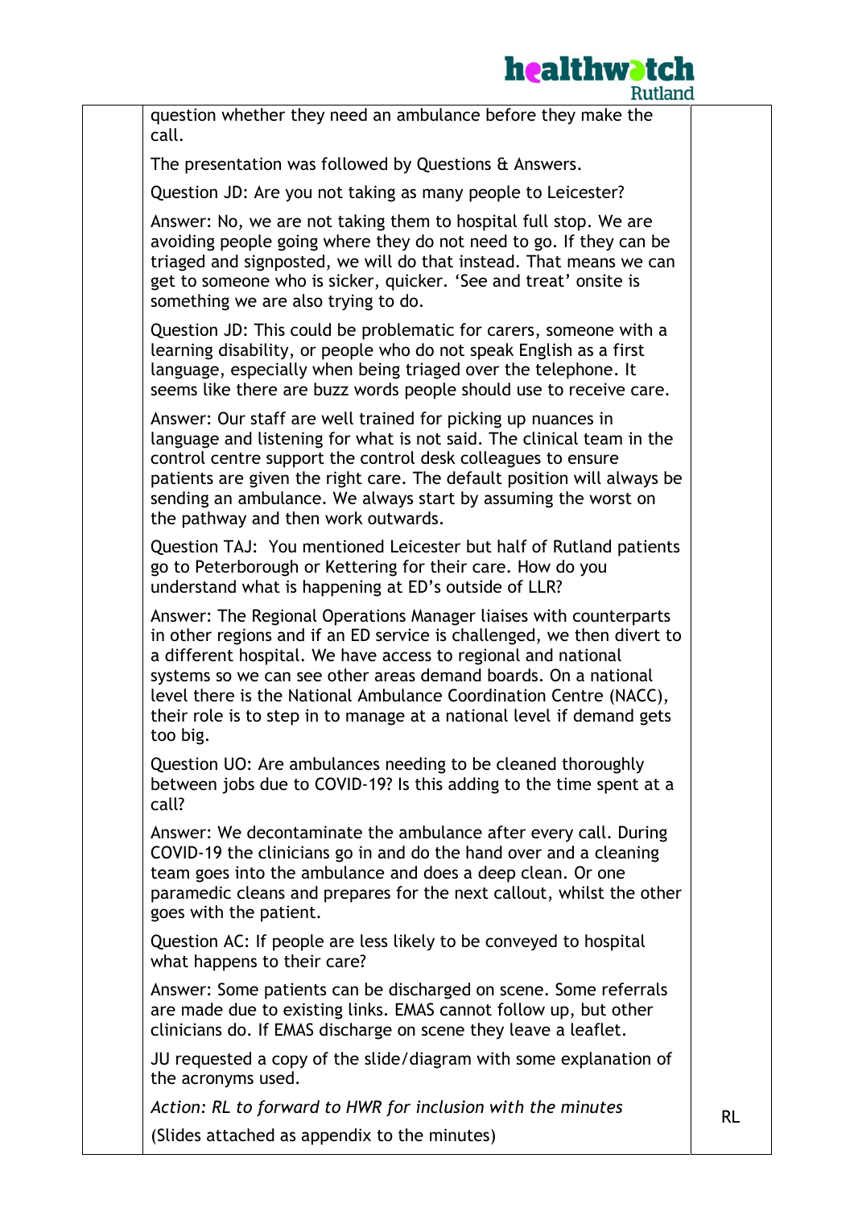| | | |
|---|---|---|
| | question whether they need an ambulance before they make the call.<br><br>The presentation was followed by Questions & Answers.<br><br>Question JD: Are you not taking as many people to Leicester?<br><br>Answer: No, we are not taking them to hospital full stop. We are avoiding people going where they do not need to go. If they can be triaged and signposted, we will do that instead. That means we can get to someone who is sicker, quicker. 'See and treat' onsite is something we are also trying to do.<br><br>Question JD: This could be problematic for carers, someone with a learning disability, or people who do not speak English as a first language, especially when being triaged over the telephone. It seems like there are buzz words people should use to receive care.<br><br>Answer: Our staff are well trained for picking up nuances in language and listening for what is not said. The clinical team in the control centre support the control desk colleagues to ensure patients are given the right care. The default position will always be sending an ambulance. We always start by assuming the worst on the pathway and then work outwards.<br><br>Question TAJ: You mentioned Leicester but half of Rutland patients go to Peterborough or Kettering for their care. How do you understand what is happening at ED's outside of LLR?<br><br>Answer: The Regional Operations Manager liaises with counterparts in other regions and if an ED service is challenged, we then divert to a different hospital. We have access to regional and national systems so we can see other areas demand boards. On a national level there is the National Ambulance Coordination Centre (NACC), their role is to step in to manage at a national level if demand gets too big.<br><br>Question UO: Are ambulances needing to be cleaned thoroughly between jobs due to COVID-19? Is this adding to the time spent at a call?<br><br>Answer: We decontaminate the ambulance after every call. During COVID-19 the clinicians go in and do the hand over and a cleaning team goes into the ambulance and does a deep clean. Or one paramedic cleans and prepares for the next callout, whilst the other goes with the patient.<br><br>Question AC: If people are less likely to be conveyed to hospital what happens to their care?<br><br>Answer: Some patients can be discharged on scene. Some referrals are made due to existing links. EMAS cannot follow up, but other clinicians do. If EMAS discharge on scene they leave a leaflet.<br><br>JU requested a copy of the slide/diagram with some explanation of the acronyms used.<br><br>*Action: RL to forward to HWR for inclusion with the minutes*<br><br>(Slides attached as appendix to the minutes) | RL |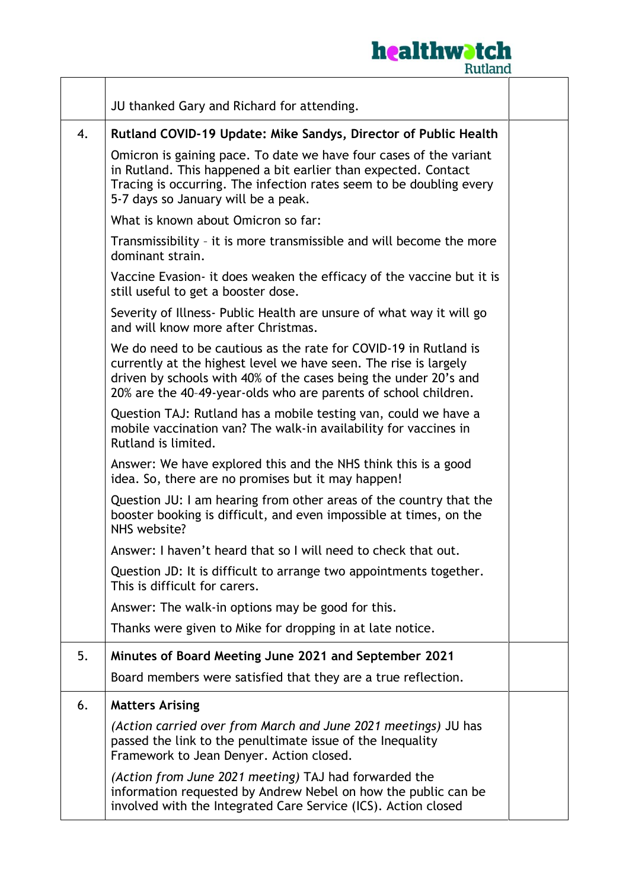| | | |
|---|---|---|
| | JU thanked Gary and Richard for attending. | |
| 4. | **Rutland COVID-19 Update: Mike Sandys, Director of Public Health**<br><br>Omicron is gaining pace. To date we have four cases of the variant in Rutland. This happened a bit earlier than expected. Contact Tracing is occurring. The infection rates seem to be doubling every 5-7 days so January will be a peak.<br><br>What is known about Omicron so far:<br><br>Transmissibility – it is more transmissible and will become the more dominant strain.<br><br>Vaccine Evasion- it does weaken the efficacy of the vaccine but it is still useful to get a booster dose.<br><br>Severity of Illness- Public Health are unsure of what way it will go and will know more after Christmas.<br><br>We do need to be cautious as the rate for COVID-19 in Rutland is currently at the highest level we have seen. The rise is largely driven by schools with 40% of the cases being the under 20's and 20% are the 40–49-year-olds who are parents of school children.<br><br>Question TAJ: Rutland has a mobile testing van, could we have a mobile vaccination van? The walk-in availability for vaccines in Rutland is limited.<br><br>Answer: We have explored this and the NHS think this is a good idea. So, there are no promises but it may happen!<br><br>Question JU: I am hearing from other areas of the country that the booster booking is difficult, and even impossible at times, on the NHS website?<br><br>Answer: I haven't heard that so I will need to check that out.<br><br>Question JD: It is difficult to arrange two appointments together. This is difficult for carers.<br><br>Answer: The walk-in options may be good for this.<br><br>Thanks were given to Mike for dropping in at late notice. | |
| 5. | **Minutes of Board Meeting June 2021 and September 2021**<br><br>Board members were satisfied that they are a true reflection. | |
| 6. | **Matters Arising**<br><br>*(Action carried over from March and June 2021 meetings)* JU has passed the link to the penultimate issue of the Inequality Framework to Jean Denyer. Action closed.<br><br>*(Action from June 2021 meeting)* TAJ had forwarded the information requested by Andrew Nebel on how the public can be involved with the Integrated Care Service (ICS). Action closed | |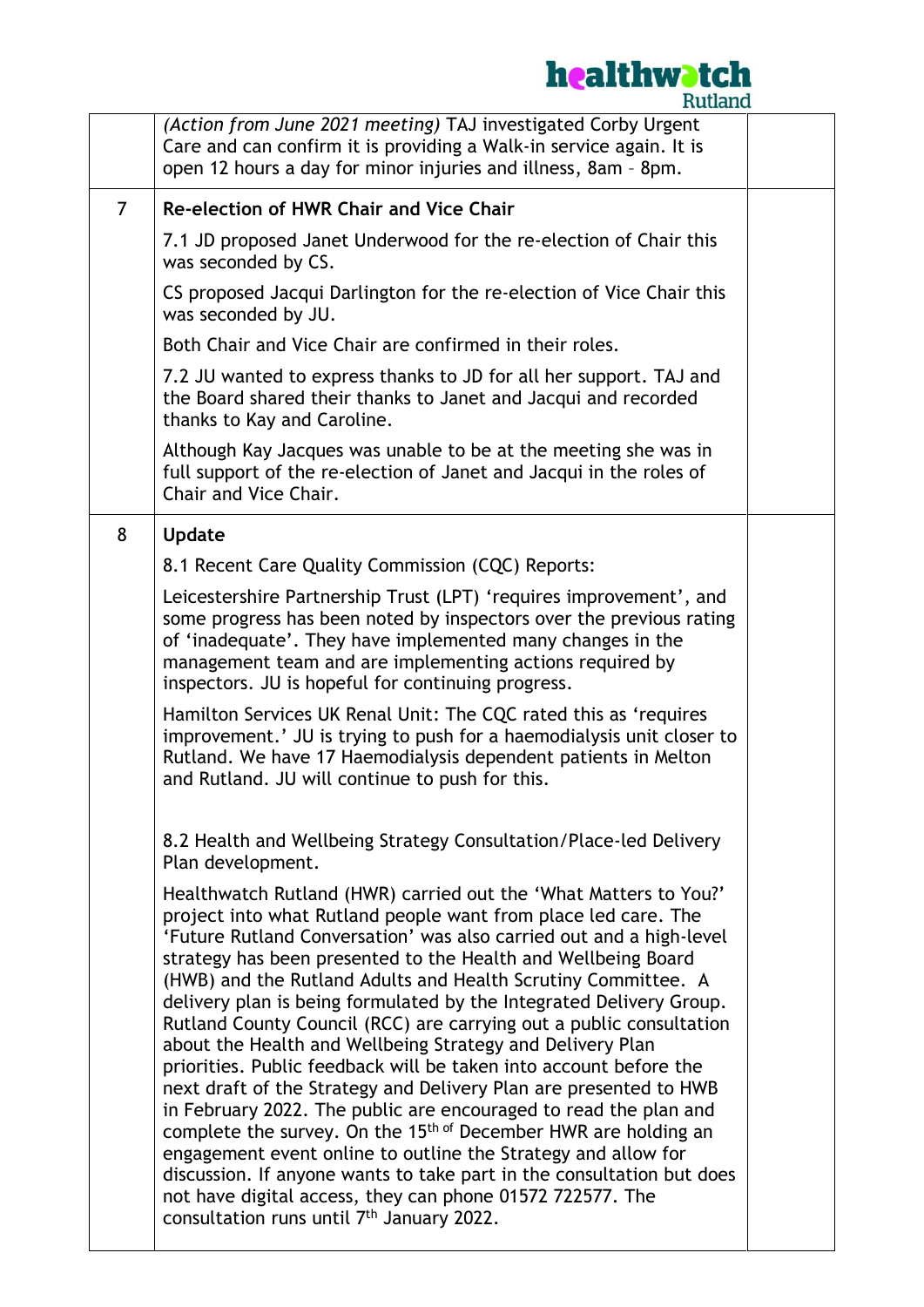| | | |
|---|---|---|
| | *(Action from June 2021 meeting)* TAJ investigated Corby Urgent Care and can confirm it is providing a Walk-in service again. It is open 12 hours a day for minor injuries and illness, 8am – 8pm. | |
| 7 | **Re-election of HWR Chair and Vice Chair**<br><br>7.1 JD proposed Janet Underwood for the re-election of Chair this was seconded by CS.<br><br>CS proposed Jacqui Darlington for the re-election of Vice Chair this was seconded by JU.<br><br>Both Chair and Vice Chair are confirmed in their roles.<br><br>7.2 JU wanted to express thanks to JD for all her support. TAJ and the Board shared their thanks to Janet and Jacqui and recorded thanks to Kay and Caroline.<br><br>Although Kay Jacques was unable to be at the meeting she was in full support of the re-election of Janet and Jacqui in the roles of Chair and Vice Chair. | |
| 8 | **Update**<br><br>8.1 Recent Care Quality Commission (CQC) Reports:<br><br>Leicestershire Partnership Trust (LPT) 'requires improvement', and some progress has been noted by inspectors over the previous rating of 'inadequate'. They have implemented many changes in the management team and are implementing actions required by inspectors. JU is hopeful for continuing progress.<br><br>Hamilton Services UK Renal Unit: The CQC rated this as 'requires improvement.' JU is trying to push for a haemodialysis unit closer to Rutland. We have 17 Haemodialysis dependent patients in Melton and Rutland. JU will continue to push for this.<br><br>8.2 Health and Wellbeing Strategy Consultation/Place-led Delivery Plan development.<br><br>Healthwatch Rutland (HWR) carried out the 'What Matters to You?' project into what Rutland people want from place led care. The 'Future Rutland Conversation' was also carried out and a high-level strategy has been presented to the Health and Wellbeing Board (HWB) and the Rutland Adults and Health Scrutiny Committee. A delivery plan is being formulated by the Integrated Delivery Group. Rutland County Council (RCC) are carrying out a public consultation about the Health and Wellbeing Strategy and Delivery Plan priorities. Public feedback will be taken into account before the next draft of the Strategy and Delivery Plan are presented to HWB in February 2022. The public are encouraged to read the plan and complete the survey. On the 15th of December HWR are holding an engagement event online to outline the Strategy and allow for discussion. If anyone wants to take part in the consultation but does not have digital access, they can phone 01572 722577. The consultation runs until 7th January 2022. | |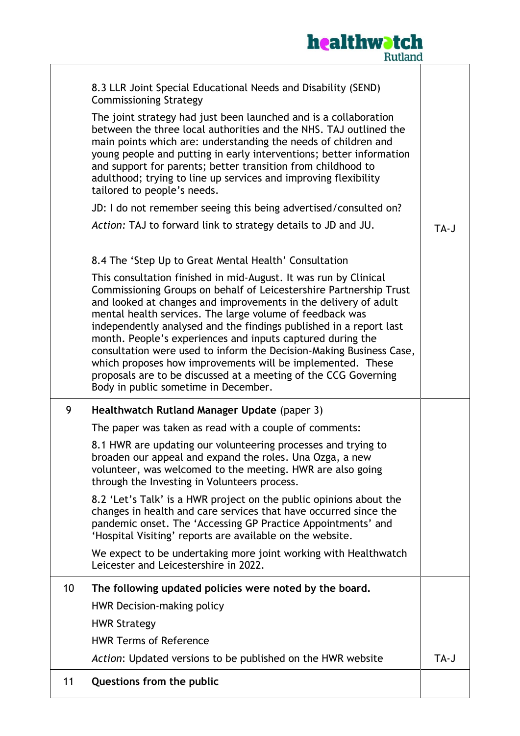| | | |
|---|---|---|
| | 8.3 LLR Joint Special Educational Needs and Disability (SEND) Commissioning Strategy<br><br>The joint strategy had just been launched and is a collaboration between the three local authorities and the NHS. TAJ outlined the main points which are: understanding the needs of children and young people and putting in early interventions; better information and support for parents; better transition from childhood to adulthood; trying to line up services and improving flexibility tailored to people's needs.<br><br>JD: I do not remember seeing this being advertised/consulted on?<br><br>*Action:* TAJ to forward link to strategy details to JD and JU.<br><br>8.4 The 'Step Up to Great Mental Health' Consultation<br><br>This consultation finished in mid-August. It was run by Clinical Commissioning Groups on behalf of Leicestershire Partnership Trust and looked at changes and improvements in the delivery of adult mental health services. The large volume of feedback was independently analysed and the findings published in a report last month. People's experiences and inputs captured during the consultation were used to inform the Decision-Making Business Case, which proposes how improvements will be implemented. These proposals are to be discussed at a meeting of the CCG Governing Body in public sometime in December. | TA-J |
| 9 | **Healthwatch Rutland Manager Update** (paper 3)<br><br>The paper was taken as read with a couple of comments:<br><br>8.1 HWR are updating our volunteering processes and trying to broaden our appeal and expand the roles. Una Ozga, a new volunteer, was welcomed to the meeting. HWR are also going through the Investing in Volunteers process.<br><br>8.2 'Let's Talk' is a HWR project on the public opinions about the changes in health and care services that have occurred since the pandemic onset. The 'Accessing GP Practice Appointments' and 'Hospital Visiting' reports are available on the website.<br><br>We expect to be undertaking more joint working with Healthwatch Leicester and Leicestershire in 2022. | |
| 10 | **The following updated policies were noted by the board.**<br><br>HWR Decision-making policy<br><br>HWR Strategy<br><br>HWR Terms of Reference<br><br>*Action*: Updated versions to be published on the HWR website | TA-J |
| 11 | **Questions from the public** | |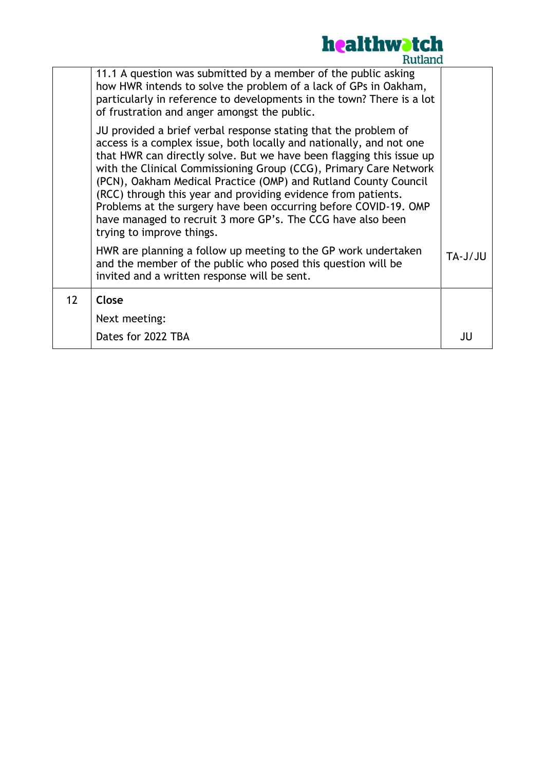|  |  |  |
|---|---|---|
|  | 11.1 A question was submitted by a member of the public asking how HWR intends to solve the problem of a lack of GPs in Oakham, particularly in reference to developments in the town? There is a lot of frustration and anger amongst the public.<br><br>JU provided a brief verbal response stating that the problem of access is a complex issue, both locally and nationally, and not one that HWR can directly solve. But we have been flagging this issue up with the Clinical Commissioning Group (CCG), Primary Care Network (PCN), Oakham Medical Practice (OMP) and Rutland County Council (RCC) through this year and providing evidence from patients. Problems at the surgery have been occurring before COVID-19. OMP have managed to recruit 3 more GP's. The CCG have also been trying to improve things.<br><br>HWR are planning a follow up meeting to the GP work undertaken and the member of the public who posed this question will be invited and a written response will be sent. | TA-J/JU |
| 12 | **Close**<br><br>Next meeting:<br><br>Dates for 2022 TBA | JU |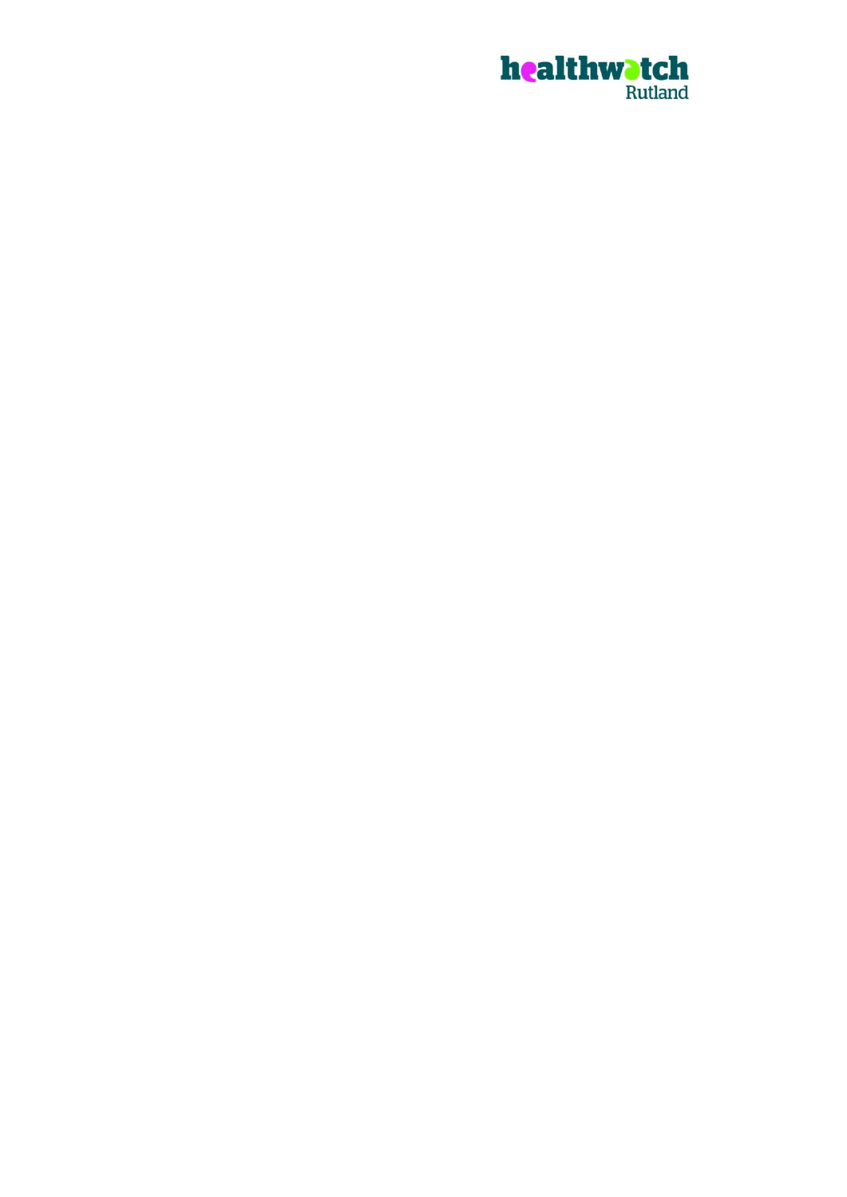healthwatch Rutland